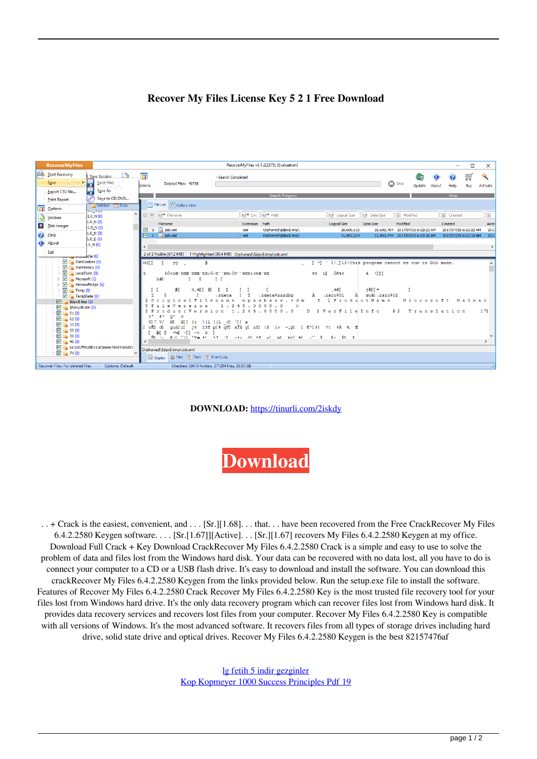# Recover My Files License Key 5 2 1 Free Download

**DOWNLOAD:** https://tinurli.com/2iskdy

Download

. . + Crack is the easiest, convenient, and . . . [Sr.][1.68]. . . that. . . have been recovered from the Free CrackRecover My Files 6.4.2.2580 Keygen software. . . . [Sr.][1.67]][Active]. . . [Sr.][1.67] recovers My Files 6.4.2.2580 Keygen at my office. Download Full Crack + Key Download CrackRecover My Files 6.4.2.2580 Crack is a simple and easy to use to solve the problem of data and files lost from the Windows hard disk. Your data can be recovered with no data lost, all you have to do is connect your computer to a CD or a USB flash drive. It's easy to download and install the software. You can download this crackRecover My Files 6.4.2.2580 Keygen from the links provided below. Run the setup.exe file to install the software. Features of Recover My Files 6.4.2.2580 Crack Recover My Files 6.4.2.2580 Key is the most trusted file recovery tool for your files lost from Windows hard drive. It's the only data recovery program which can recover files lost from Windows hard disk. It provides data recovery services and recovers lost files from your computer. Recover My Files 6.4.2.2580 Key is compatible with all versions of Windows. It's the most advanced software. It recovers files from all types of storage drives including hard drive, solid state drive and optical drives. Recover My Files 6.4.2.2580 Keygen is the best 82157476af

lg fetih 5 indir gezginler
Kop Kopmeyer 1000 Success Principles Pdf 19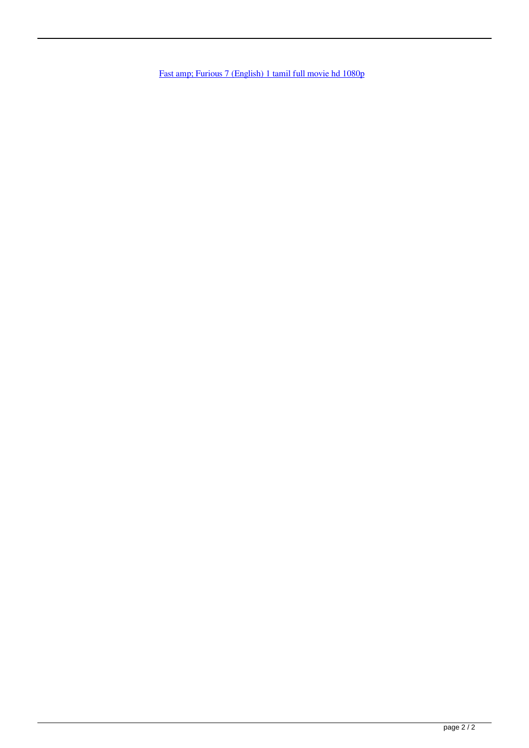[Fast amp; Furious 7 (English) 1 tamil full movie hd 1080p]